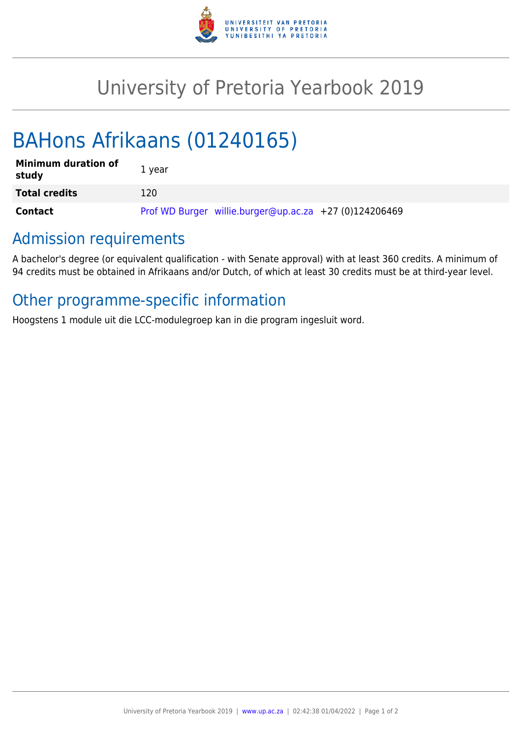# University of Pretoria Yearbook 2019

## BAHons Afrikaans (01240165)

| **Minimum duration of study** | 1 year |
|---|---|
| **Total credits** | 120 |
| **Contact** | Prof WD Burger willie.burger@up.ac.za +27 (0)124206469 |

## Admission requirements

A bachelor's degree (or equivalent qualification - with Senate approval) with at least 360 credits. A minimum of 94 credits must be obtained in Afrikaans and/or Dutch, of which at least 30 credits must be at third-year level.

## Other programme-specific information

Hoogstens 1 module uit die LCC-modulegroep kan in die program ingesluit word.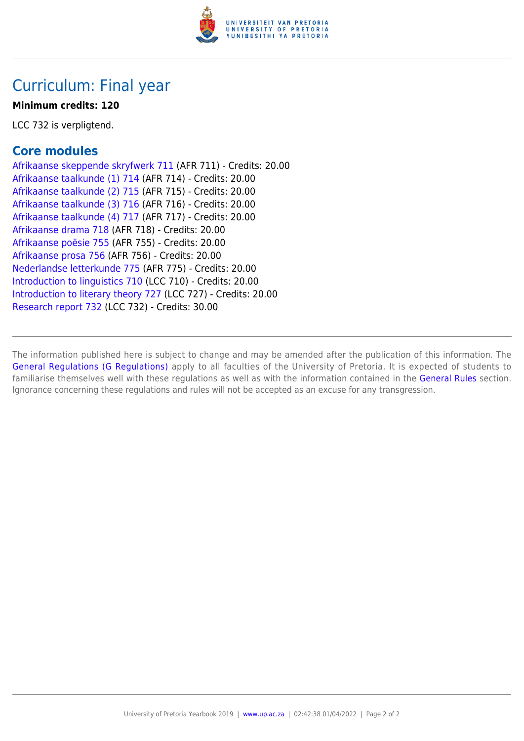# Curriculum: Final year

**Minimum credits: 120**

LCC 732 is verpligtend.

## Core modules

Afrikaanse skeppende skryfwerk 711 (AFR 711) - Credits: 20.00
Afrikaanse taalkunde (1) 714 (AFR 714) - Credits: 20.00
Afrikaanse taalkunde (2) 715 (AFR 715) - Credits: 20.00
Afrikaanse taalkunde (3) 716 (AFR 716) - Credits: 20.00
Afrikaanse taalkunde (4) 717 (AFR 717) - Credits: 20.00
Afrikaanse drama 718 (AFR 718) - Credits: 20.00
Afrikaanse poësie 755 (AFR 755) - Credits: 20.00
Afrikaanse prosa 756 (AFR 756) - Credits: 20.00
Nederlandse letterkunde 775 (AFR 775) - Credits: 20.00
Introduction to linguistics 710 (LCC 710) - Credits: 20.00
Introduction to literary theory 727 (LCC 727) - Credits: 20.00
Research report 732 (LCC 732) - Credits: 30.00

The information published here is subject to change and may be amended after the publication of this information. The General Regulations (G Regulations) apply to all faculties of the University of Pretoria. It is expected of students to familiarise themselves well with these regulations as well as with the information contained in the General Rules section. Ignorance concerning these regulations and rules will not be accepted as an excuse for any transgression.